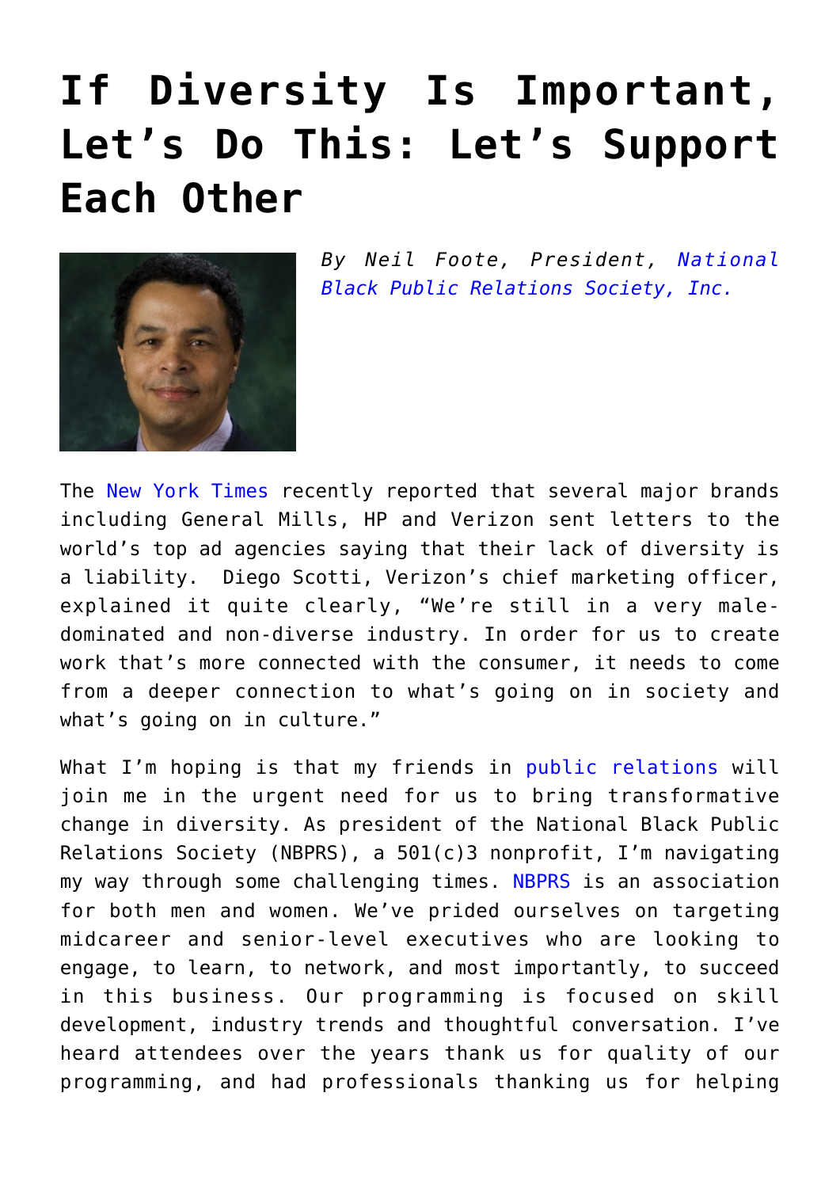# If Diversity Is Important, Let's Do This: Let's Support Each Other

*By Neil Foote, President, National Black Public Relations Society, Inc.*

The New York Times recently reported that several major brands including General Mills, HP and Verizon sent letters to the world's top ad agencies saying that their lack of diversity is a liability. Diego Scotti, Verizon's chief marketing officer, explained it quite clearly, "We're still in a very male-dominated and non-diverse industry. In order for us to create work that's more connected with the consumer, it needs to come from a deeper connection to what's going on in society and what's going on in culture."

What I'm hoping is that my friends in public relations will join me in the urgent need for us to bring transformative change in diversity. As president of the National Black Public Relations Society (NBPRS), a 501(c)3 nonprofit, I'm navigating my way through some challenging times. NBPRS is an association for both men and women. We've prided ourselves on targeting midcareer and senior-level executives who are looking to engage, to learn, to network, and most importantly, to succeed in this business. Our programming is focused on skill development, industry trends and thoughtful conversation. I've heard attendees over the years thank us for quality of our programming, and had professionals thanking us for helping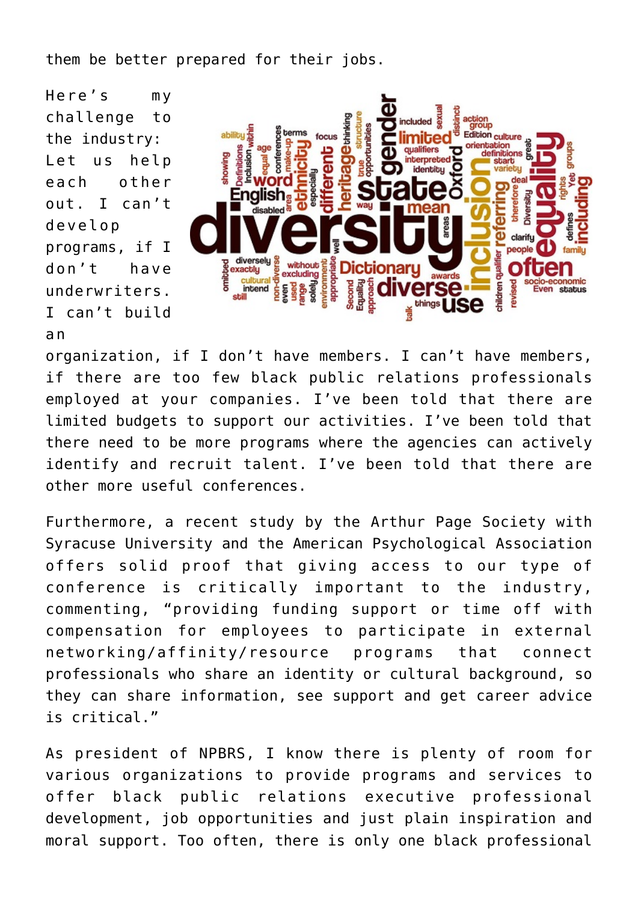them be better prepared for their jobs.

Here's my challenge to the industry: Let us help each other out. I can't develop programs, if I don't have underwriters. I can't build an organization, if I don't have members. I can't have members, if there are too few black public relations professionals employed at your companies. I've been told that there are limited budgets to support our activities. I've been told that there need to be more programs where the agencies can actively identify and recruit talent. I've been told that there are other more useful conferences.

Furthermore, a recent study by the Arthur Page Society with Syracuse University and the American Psychological Association offers solid proof that giving access to our type of conference is critically important to the industry, commenting, "providing funding support or time off with compensation for employees to participate in external networking/affinity/resource programs that connect professionals who share an identity or cultural background, so they can share information, see support and get career advice is critical."

As president of NPBRS, I know there is plenty of room for various organizations to provide programs and services to offer black public relations executive professional development, job opportunities and just plain inspiration and moral support. Too often, there is only one black professional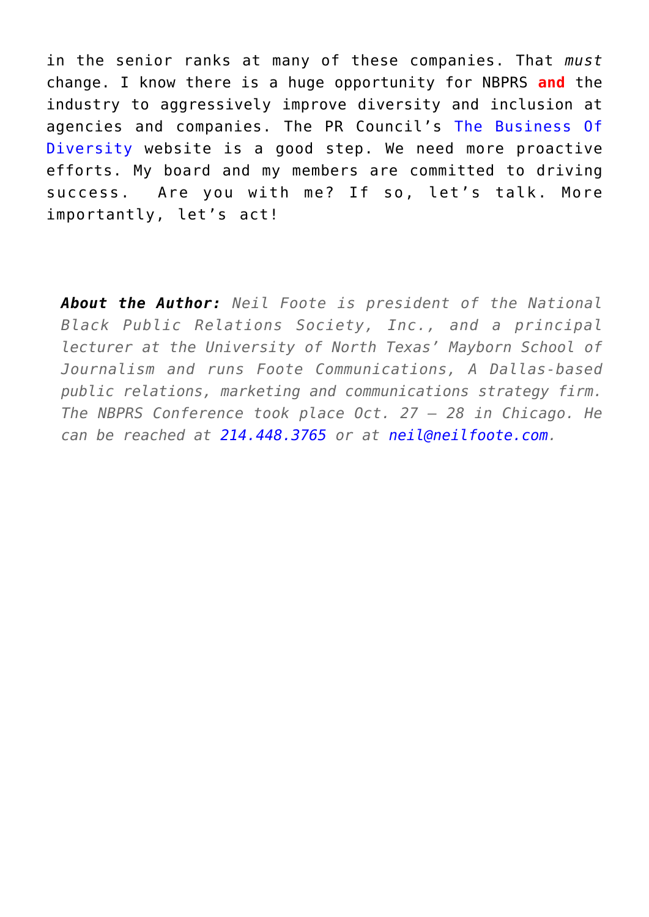in the senior ranks at many of these companies. That *must* change. I know there is a huge opportunity for NBPRS **and** the industry to aggressively improve diversity and inclusion at agencies and companies. The PR Council's The Business Of Diversity website is a good step. We need more proactive efforts. My board and my members are committed to driving success. Are you with me? If so, let's talk. More importantly, let's act!

***About the Author:*** *Neil Foote is president of the National Black Public Relations Society, Inc., and a principal lecturer at the University of North Texas' Mayborn School of Journalism and runs Foote Communications, A Dallas-based public relations, marketing and communications strategy firm. The NBPRS Conference took place Oct. 27 – 28 in Chicago. He can be reached at 214.448.3765 or at neil@neilfoote.com.*